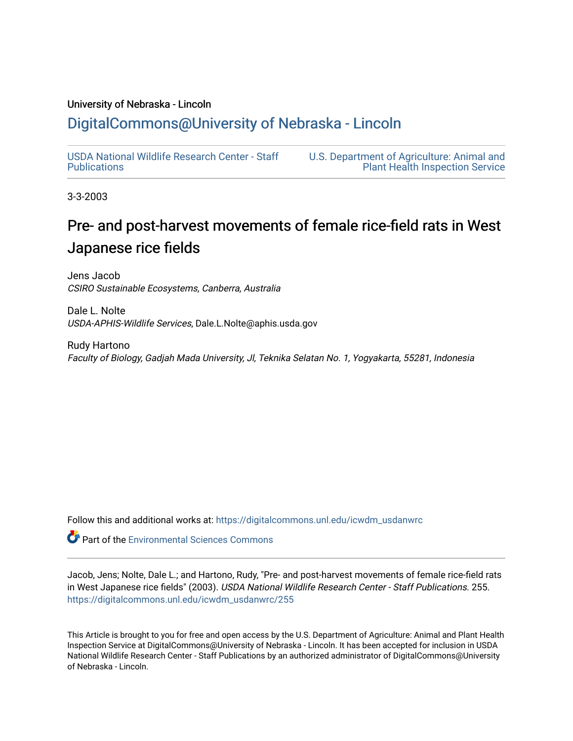University of Nebraska - Lincoln

## DigitalCommons@University of Nebraska - Lincoln

USDA National Wildlife Research Center - Staff Publications

U.S. Department of Agriculture: Animal and Plant Health Inspection Service

3-3-2003

# Pre- and post-harvest movements of female rice-field rats in West Japanese rice fields

Jens Jacob
*CSIRO Sustainable Ecosystems, Canberra, Australia*

Dale L. Nolte
*USDA-APHIS-Wildlife Services*, Dale.L.Nolte@aphis.usda.gov

Rudy Hartono
*Faculty of Biology, Gadjah Mada University, Jl, Teknika Selatan No. 1, Yogyakarta, 55281, Indonesia*

Follow this and additional works at: https://digitalcommons.unl.edu/icwdm_usdanwrc

Part of the Environmental Sciences Commons

Jacob, Jens; Nolte, Dale L.; and Hartono, Rudy, "Pre- and post-harvest movements of female rice-field rats in West Japanese rice fields" (2003). *USDA National Wildlife Research Center - Staff Publications*. 255.
https://digitalcommons.unl.edu/icwdm_usdanwrc/255

This Article is brought to you for free and open access by the U.S. Department of Agriculture: Animal and Plant Health Inspection Service at DigitalCommons@University of Nebraska - Lincoln. It has been accepted for inclusion in USDA National Wildlife Research Center - Staff Publications by an authorized administrator of DigitalCommons@University of Nebraska - Lincoln.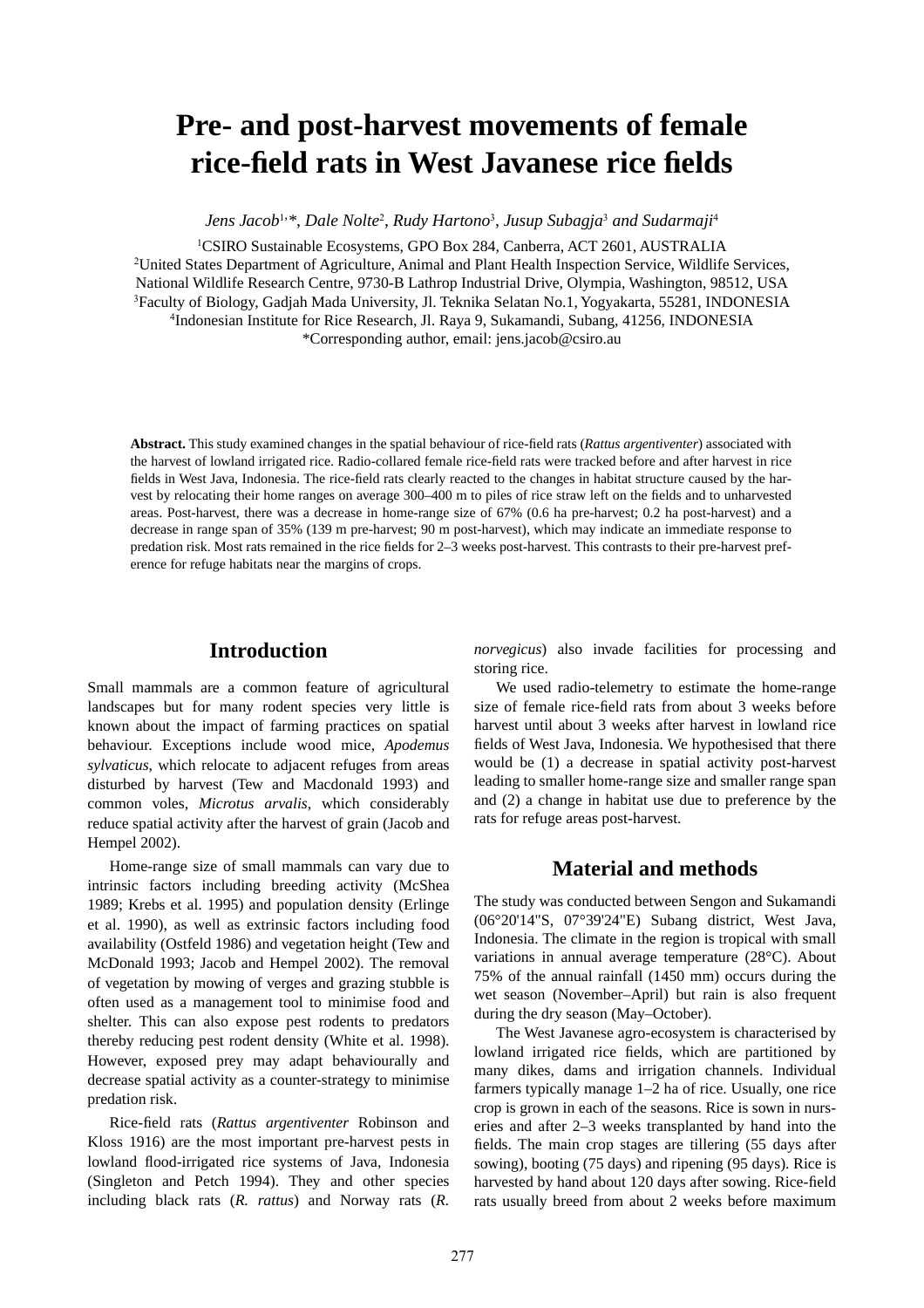# Pre- and post-harvest movements of female rice-field rats in West Javanese rice fields

*Jens Jacob[1,]\*, Dale Nolte[2], Rudy Hartono[3], Jusup Subagja[3] and Sudarmaji[4]*

[1]CSIRO Sustainable Ecosystems, GPO Box 284, Canberra, ACT 2601, AUSTRALIA
[2]United States Department of Agriculture, Animal and Plant Health Inspection Service, Wildlife Services, National Wildlife Research Centre, 9730-B Lathrop Industrial Drive, Olympia, Washington, 98512, USA
[3]Faculty of Biology, Gadjah Mada University, Jl. Teknika Selatan No.1, Yogyakarta, 55281, INDONESIA
[4]Indonesian Institute for Rice Research, Jl. Raya 9, Sukamandi, Subang, 41256, INDONESIA
\*Corresponding author, email: jens.jacob@csiro.au

**Abstract.** This study examined changes in the spatial behaviour of rice-field rats (*Rattus argentiventer*) associated with the harvest of lowland irrigated rice. Radio-collared female rice-field rats were tracked before and after harvest in rice fields in West Java, Indonesia. The rice-field rats clearly reacted to the changes in habitat structure caused by the harvest by relocating their home ranges on average 300–400 m to piles of rice straw left on the fields and to unharvested areas. Post-harvest, there was a decrease in home-range size of 67% (0.6 ha pre-harvest; 0.2 ha post-harvest) and a decrease in range span of 35% (139 m pre-harvest; 90 m post-harvest), which may indicate an immediate response to predation risk. Most rats remained in the rice fields for 2–3 weeks post-harvest. This contrasts to their pre-harvest preference for refuge habitats near the margins of crops.

## Introduction

Small mammals are a common feature of agricultural landscapes but for many rodent species very little is known about the impact of farming practices on spatial behaviour. Exceptions include wood mice, *Apodemus sylvaticus*, which relocate to adjacent refuges from areas disturbed by harvest (Tew and Macdonald 1993) and common voles, *Microtus arvalis*, which considerably reduce spatial activity after the harvest of grain (Jacob and Hempel 2002).

Home-range size of small mammals can vary due to intrinsic factors including breeding activity (McShea 1989; Krebs et al. 1995) and population density (Erlinge et al. 1990), as well as extrinsic factors including food availability (Ostfeld 1986) and vegetation height (Tew and McDonald 1993; Jacob and Hempel 2002). The removal of vegetation by mowing of verges and grazing stubble is often used as a management tool to minimise food and shelter. This can also expose pest rodents to predators thereby reducing pest rodent density (White et al. 1998). However, exposed prey may adapt behaviourally and decrease spatial activity as a counter-strategy to minimise predation risk.

Rice-field rats (*Rattus argentiventer* Robinson and Kloss 1916) are the most important pre-harvest pests in lowland flood-irrigated rice systems of Java, Indonesia (Singleton and Petch 1994). They and other species including black rats (*R. rattus*) and Norway rats (*R. norvegicus*) also invade facilities for processing and storing rice.

We used radio-telemetry to estimate the home-range size of female rice-field rats from about 3 weeks before harvest until about 3 weeks after harvest in lowland rice fields of West Java, Indonesia. We hypothesised that there would be (1) a decrease in spatial activity post-harvest leading to smaller home-range size and smaller range span and (2) a change in habitat use due to preference by the rats for refuge areas post-harvest.

## Material and methods

The study was conducted between Sengon and Sukamandi (06°20'14"S, 07°39'24"E) Subang district, West Java, Indonesia. The climate in the region is tropical with small variations in annual average temperature (28°C). About 75% of the annual rainfall (1450 mm) occurs during the wet season (November–April) but rain is also frequent during the dry season (May–October).

The West Javanese agro-ecosystem is characterised by lowland irrigated rice fields, which are partitioned by many dikes, dams and irrigation channels. Individual farmers typically manage 1–2 ha of rice. Usually, one rice crop is grown in each of the seasons. Rice is sown in nurseries and after 2–3 weeks transplanted by hand into the fields. The main crop stages are tillering (55 days after sowing), booting (75 days) and ripening (95 days). Rice is harvested by hand about 120 days after sowing. Rice-field rats usually breed from about 2 weeks before maximum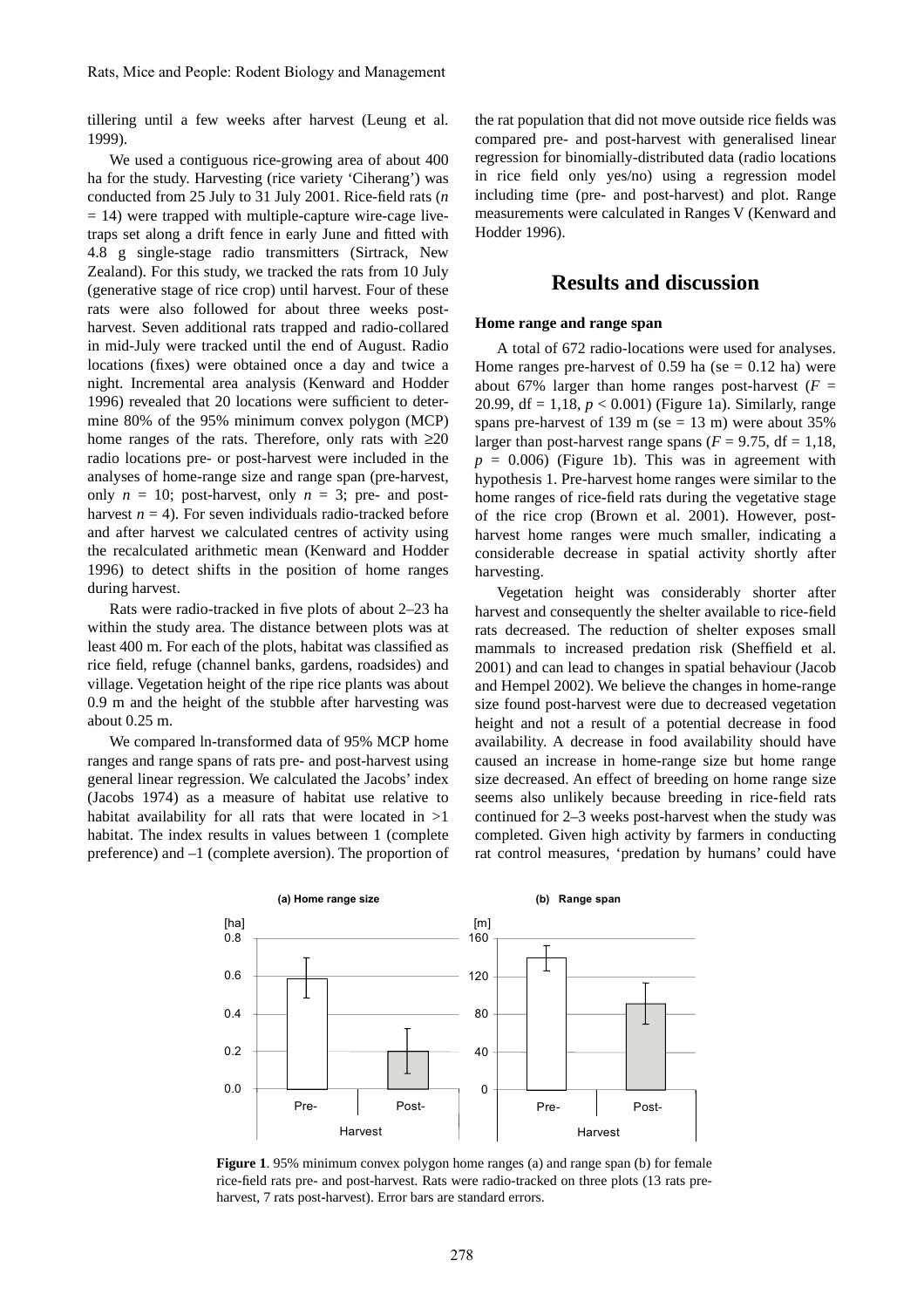tillering until a few weeks after harvest (Leung et al. 1999).

We used a contiguous rice-growing area of about 400 ha for the study. Harvesting (rice variety 'Ciherang') was conducted from 25 July to 31 July 2001. Rice-field rats ($n$ = 14) were trapped with multiple-capture wire-cage live-traps set along a drift fence in early June and fitted with 4.8 g single-stage radio transmitters (Sirtrack, New Zealand). For this study, we tracked the rats from 10 July (generative stage of rice crop) until harvest. Four of these rats were also followed for about three weeks post-harvest. Seven additional rats trapped and radio-collared in mid-July were tracked until the end of August. Radio locations (fixes) were obtained once a day and twice a night. Incremental area analysis (Kenward and Hodder 1996) revealed that 20 locations were sufficient to determine 80% of the 95% minimum convex polygon (MCP) home ranges of the rats. Therefore, only rats with ≥20 radio locations pre- or post-harvest were included in the analyses of home-range size and range span (pre-harvest, only $n$ = 10; post-harvest, only $n$ = 3; pre- and post-harvest $n$ = 4). For seven individuals radio-tracked before and after harvest we calculated centres of activity using the recalculated arithmetic mean (Kenward and Hodder 1996) to detect shifts in the position of home ranges during harvest.

Rats were radio-tracked in five plots of about 2–23 ha within the study area. The distance between plots was at least 400 m. For each of the plots, habitat was classified as rice field, refuge (channel banks, gardens, roadsides) and village. Vegetation height of the ripe rice plants was about 0.9 m and the height of the stubble after harvesting was about 0.25 m.

We compared ln-transformed data of 95% MCP home ranges and range spans of rats pre- and post-harvest using general linear regression. We calculated the Jacobs' index (Jacobs 1974) as a measure of habitat use relative to habitat availability for all rats that were located in >1 habitat. The index results in values between 1 (complete preference) and –1 (complete aversion). The proportion of the rat population that did not move outside rice fields was compared pre- and post-harvest with generalised linear regression for binomially-distributed data (radio locations in rice field only yes/no) using a regression model including time (pre- and post-harvest) and plot. Range measurements were calculated in Ranges V (Kenward and Hodder 1996).

## Results and discussion

### Home range and range span

A total of 672 radio-locations were used for analyses. Home ranges pre-harvest of 0.59 ha (se = 0.12 ha) were about 67% larger than home ranges post-harvest ($F$ = 20.99, df = 1,18, $p$ < 0.001) (Figure 1a). Similarly, range spans pre-harvest of 139 m (se = 13 m) were about 35% larger than post-harvest range spans ($F$ = 9.75, df = 1,18, $p$ = 0.006) (Figure 1b). This was in agreement with hypothesis 1. Pre-harvest home ranges were similar to the home ranges of rice-field rats during the vegetative stage of the rice crop (Brown et al. 2001). However, post-harvest home ranges were much smaller, indicating a considerable decrease in spatial activity shortly after harvesting.

Vegetation height was considerably shorter after harvest and consequently the shelter available to rice-field rats decreased. The reduction of shelter exposes small mammals to increased predation risk (Sheffield et al. 2001) and can lead to changes in spatial behaviour (Jacob and Hempel 2002). We believe the changes in home-range size found post-harvest were due to decreased vegetation height and not a result of a potential decrease in food availability. A decrease in food availability should have caused an increase in home-range size but home range size decreased. An effect of breeding on home range size seems also unlikely because breeding in rice-field rats continued for 2–3 weeks post-harvest when the study was completed. Given high activity by farmers in conducting rat control measures, 'predation by humans' could have

**Figure 1**. 95% minimum convex polygon home ranges (a) and range span (b) for female rice-field rats pre- and post-harvest. Rats were radio-tracked on three plots (13 rats pre-harvest, 7 rats post-harvest). Error bars are standard errors.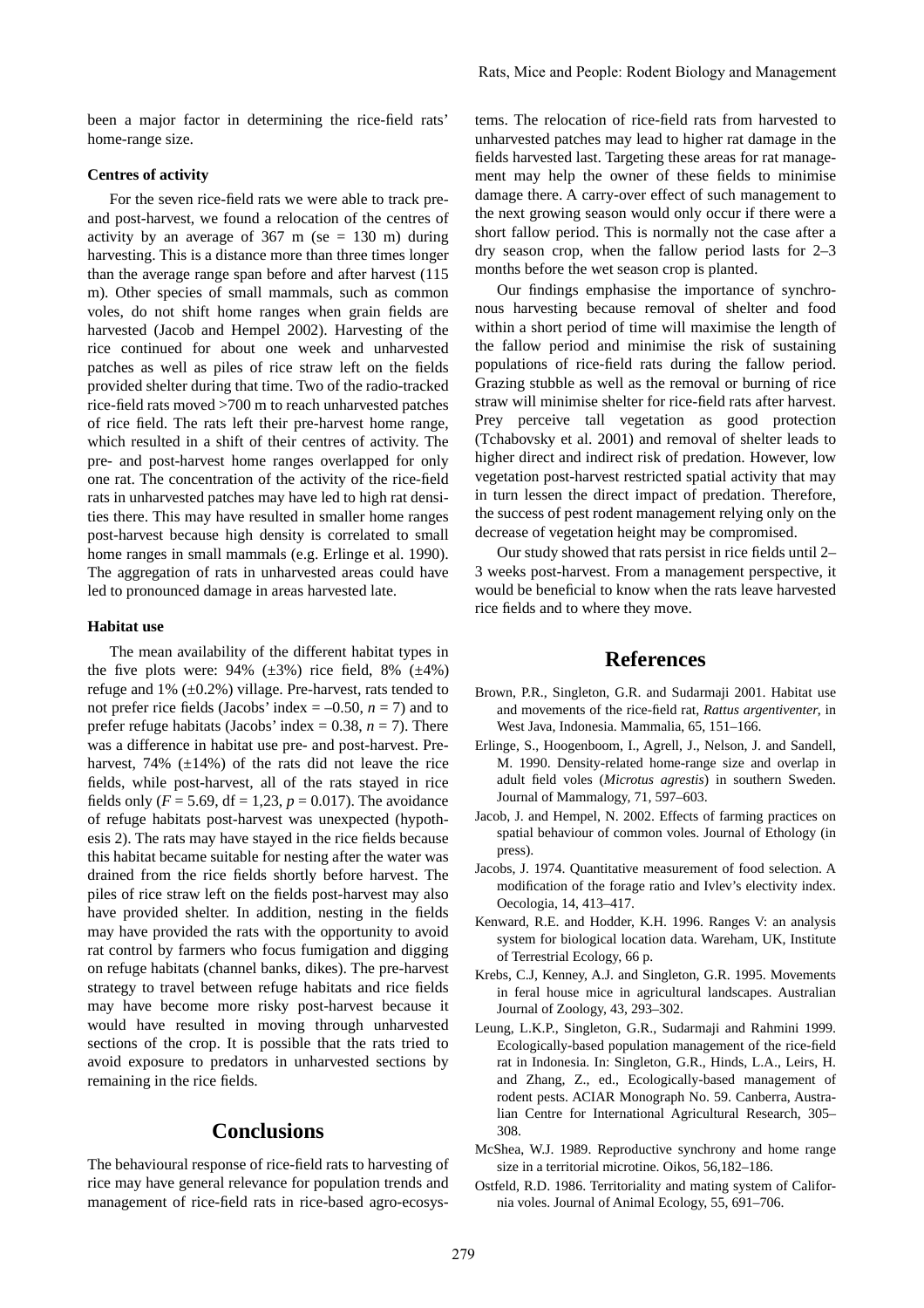been a major factor in determining the rice-field rats' home-range size.

#### Centres of activity

For the seven rice-field rats we were able to track pre- and post-harvest, we found a relocation of the centres of activity by an average of 367 m (se = 130 m) during harvesting. This is a distance more than three times longer than the average range span before and after harvest (115 m). Other species of small mammals, such as common voles, do not shift home ranges when grain fields are harvested (Jacob and Hempel 2002). Harvesting of the rice continued for about one week and unharvested patches as well as piles of rice straw left on the fields provided shelter during that time. Two of the radio-tracked rice-field rats moved >700 m to reach unharvested patches of rice field. The rats left their pre-harvest home range, which resulted in a shift of their centres of activity. The pre- and post-harvest home ranges overlapped for only one rat. The concentration of the activity of the rice-field rats in unharvested patches may have led to high rat densities there. This may have resulted in smaller home ranges post-harvest because high density is correlated to small home ranges in small mammals (e.g. Erlinge et al. 1990). The aggregation of rats in unharvested areas could have led to pronounced damage in areas harvested late.

#### Habitat use

The mean availability of the different habitat types in the five plots were: 94% (±3%) rice field, 8% (±4%) refuge and 1% (±0.2%) village. Pre-harvest, rats tended to not prefer rice fields (Jacobs' index = –0.50, $n = 7$) and to prefer refuge habitats (Jacobs' index = 0.38, $n = 7$). There was a difference in habitat use pre- and post-harvest. Pre-harvest, 74% (±14%) of the rats did not leave the rice fields, while post-harvest, all of the rats stayed in rice fields only ($F = 5.69$, df = 1,23, $p = 0.017$). The avoidance of refuge habitats post-harvest was unexpected (hypothesis 2). The rats may have stayed in the rice fields because this habitat became suitable for nesting after the water was drained from the rice fields shortly before harvest. The piles of rice straw left on the fields post-harvest may also have provided shelter. In addition, nesting in the fields may have provided the rats with the opportunity to avoid rat control by farmers who focus fumigation and digging on refuge habitats (channel banks, dikes). The pre-harvest strategy to travel between refuge habitats and rice fields may have become more risky post-harvest because it would have resulted in moving through unharvested sections of the crop. It is possible that the rats tried to avoid exposure to predators in unharvested sections by remaining in the rice fields.

## Conclusions

The behavioural response of rice-field rats to harvesting of rice may have general relevance for population trends and management of rice-field rats in rice-based agro-ecosystems. The relocation of rice-field rats from harvested to unharvested patches may lead to higher rat damage in the fields harvested last. Targeting these areas for rat management may help the owner of these fields to minimise damage there. A carry-over effect of such management to the next growing season would only occur if there were a short fallow period. This is normally not the case after a dry season crop, when the fallow period lasts for 2–3 months before the wet season crop is planted.

Our findings emphasise the importance of synchronous harvesting because removal of shelter and food within a short period of time will maximise the length of the fallow period and minimise the risk of sustaining populations of rice-field rats during the fallow period. Grazing stubble as well as the removal or burning of rice straw will minimise shelter for rice-field rats after harvest. Prey perceive tall vegetation as good protection (Tchabovsky et al. 2001) and removal of shelter leads to higher direct and indirect risk of predation. However, low vegetation post-harvest restricted spatial activity that may in turn lessen the direct impact of predation. Therefore, the success of pest rodent management relying only on the decrease of vegetation height may be compromised.

Our study showed that rats persist in rice fields until 2–3 weeks post-harvest. From a management perspective, it would be beneficial to know when the rats leave harvested rice fields and to where they move.

## References

Brown, P.R., Singleton, G.R. and Sudarmaji 2001. Habitat use and movements of the rice-field rat, *Rattus argentiventer*, in West Java, Indonesia. Mammalia, 65, 151–166.

Erlinge, S., Hoogenboom, I., Agrell, J., Nelson, J. and Sandell, M. 1990. Density-related home-range size and overlap in adult field voles (*Microtus agrestis*) in southern Sweden. Journal of Mammalogy, 71, 597–603.

Jacob, J. and Hempel, N. 2002. Effects of farming practices on spatial behaviour of common voles. Journal of Ethology (in press).

Jacobs, J. 1974. Quantitative measurement of food selection. A modification of the forage ratio and Ivlev's electivity index. Oecologia, 14, 413–417.

Kenward, R.E. and Hodder, K.H. 1996. Ranges V: an analysis system for biological location data. Wareham, UK, Institute of Terrestrial Ecology, 66 p.

Krebs, C.J, Kenney, A.J. and Singleton, G.R. 1995. Movements in feral house mice in agricultural landscapes. Australian Journal of Zoology, 43, 293–302.

Leung, L.K.P., Singleton, G.R., Sudarmaji and Rahmini 1999. Ecologically-based population management of the rice-field rat in Indonesia. In: Singleton, G.R., Hinds, L.A., Leirs, H. and Zhang, Z., ed., Ecologically-based management of rodent pests. ACIAR Monograph No. 59. Canberra, Australian Centre for International Agricultural Research, 305–308.

McShea, W.J. 1989. Reproductive synchrony and home range size in a territorial microtine. Oikos, 56,182–186.

Ostfeld, R.D. 1986. Territoriality and mating system of California voles. Journal of Animal Ecology, 55, 691–706.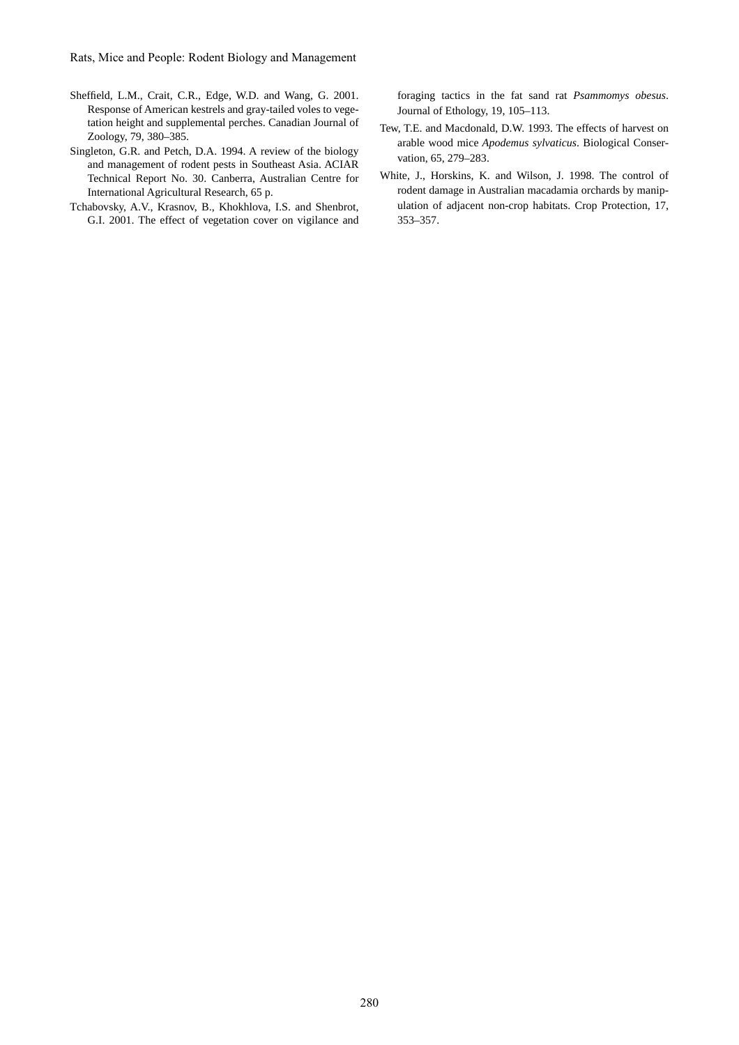Sheffield, L.M., Crait, C.R., Edge, W.D. and Wang, G. 2001. Response of American kestrels and gray-tailed voles to vegetation height and supplemental perches. Canadian Journal of Zoology, 79, 380–385.

Singleton, G.R. and Petch, D.A. 1994. A review of the biology and management of rodent pests in Southeast Asia. ACIAR Technical Report No. 30. Canberra, Australian Centre for International Agricultural Research, 65 p.

Tchabovsky, A.V., Krasnov, B., Khokhlova, I.S. and Shenbrot, G.I. 2001. The effect of vegetation cover on vigilance and foraging tactics in the fat sand rat *Psammomys obesus*. Journal of Ethology, 19, 105–113.

Tew, T.E. and Macdonald, D.W. 1993. The effects of harvest on arable wood mice *Apodemus sylvaticus*. Biological Conservation, 65, 279–283.

White, J., Horskins, K. and Wilson, J. 1998. The control of rodent damage in Australian macadamia orchards by manipulation of adjacent non-crop habitats. Crop Protection, 17, 353–357.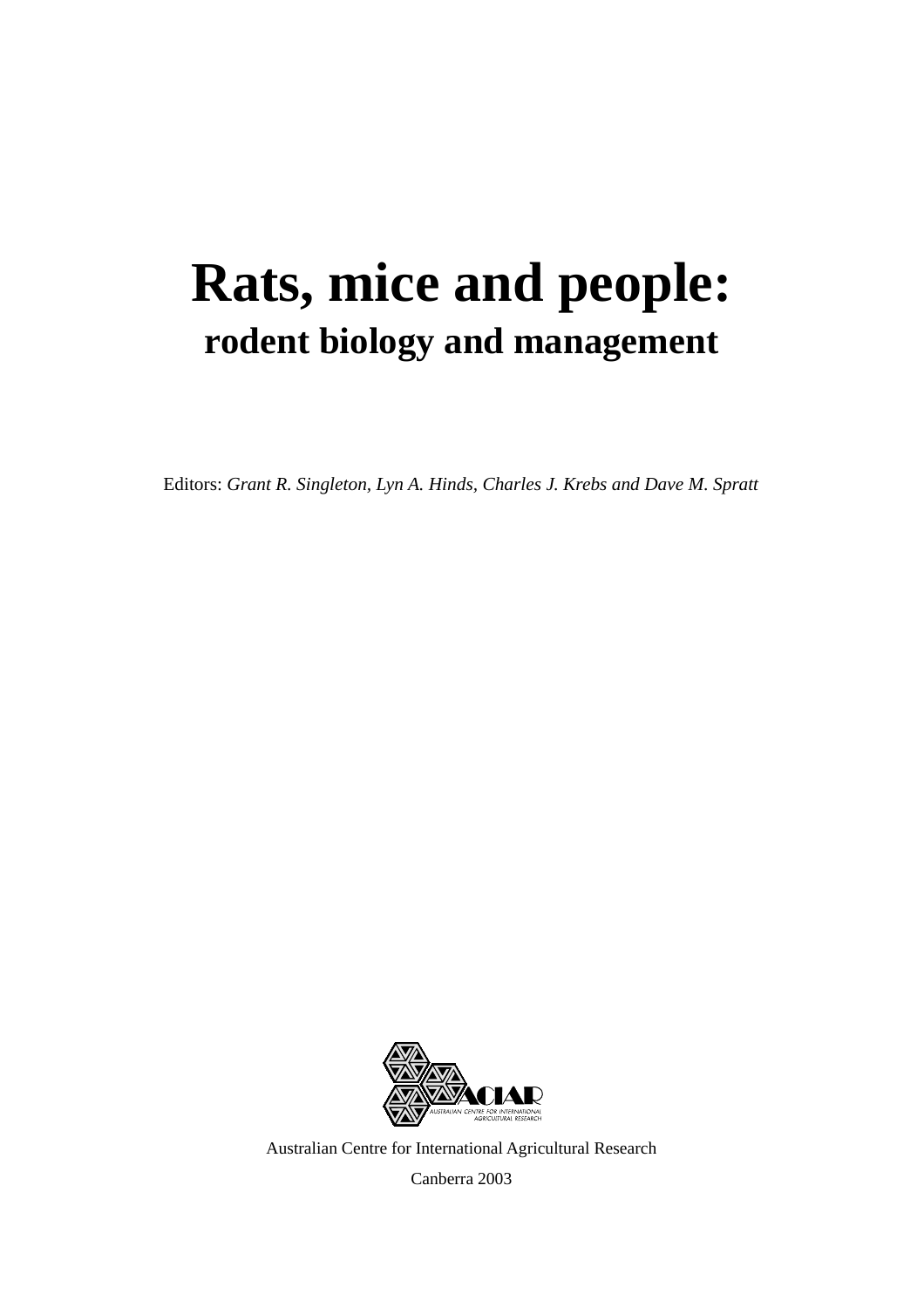# Rats, mice and people:

## rodent biology and management

Editors: *Grant R. Singleton, Lyn A. Hinds, Charles J. Krebs and Dave M. Spratt*

ACIAR
AUSTRALIAN CENTRE FOR INTERNATIONAL AGRICULTURAL RESEARCH

Australian Centre for International Agricultural Research

Canberra 2003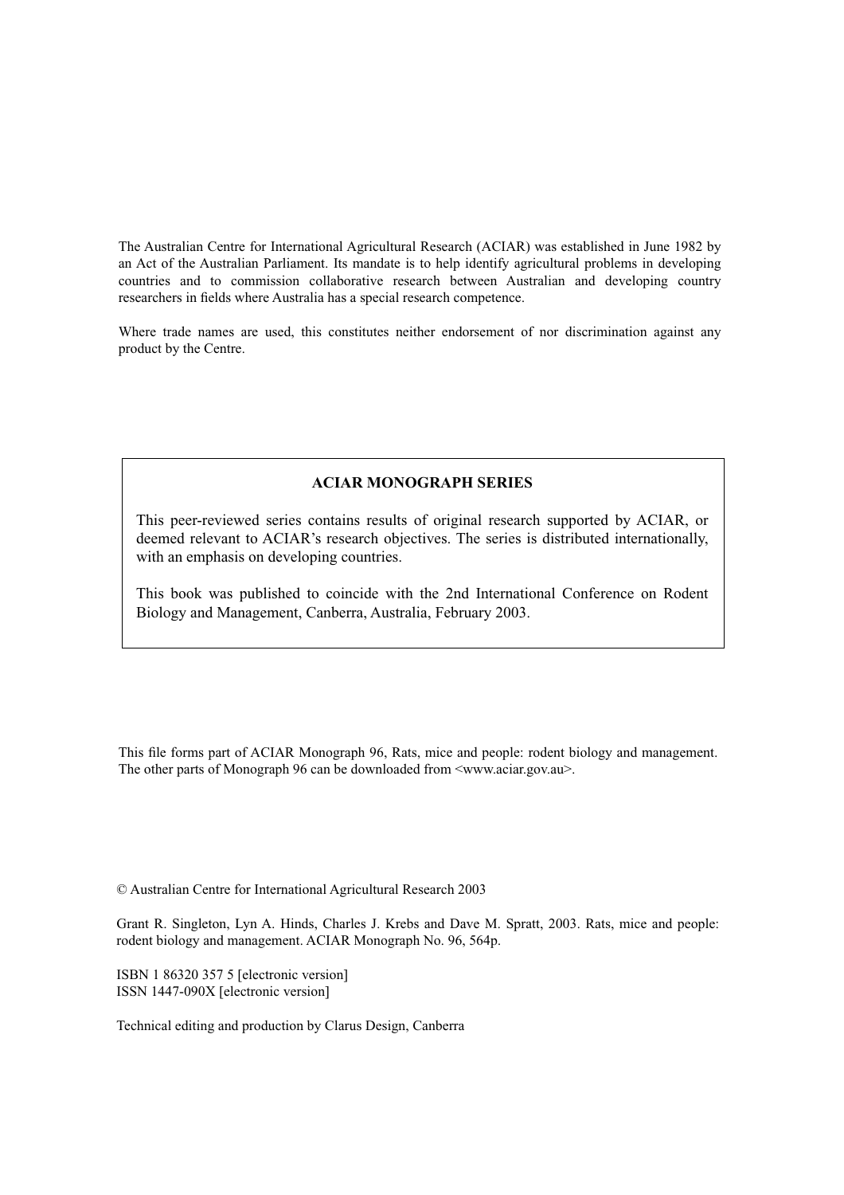The Australian Centre for International Agricultural Research (ACIAR) was established in June 1982 by an Act of the Australian Parliament. Its mandate is to help identify agricultural problems in developing countries and to commission collaborative research between Australian and developing country researchers in fields where Australia has a special research competence.

Where trade names are used, this constitutes neither endorsement of nor discrimination against any product by the Centre.

**ACIAR MONOGRAPH SERIES**

This peer-reviewed series contains results of original research supported by ACIAR, or deemed relevant to ACIAR's research objectives. The series is distributed internationally, with an emphasis on developing countries.

This book was published to coincide with the 2nd International Conference on Rodent Biology and Management, Canberra, Australia, February 2003.

This file forms part of ACIAR Monograph 96, Rats, mice and people: rodent biology and management. The other parts of Monograph 96 can be downloaded from <www.aciar.gov.au>.

© Australian Centre for International Agricultural Research 2003

Grant R. Singleton, Lyn A. Hinds, Charles J. Krebs and Dave M. Spratt, 2003. Rats, mice and people: rodent biology and management. ACIAR Monograph No. 96, 564p.

ISBN 1 86320 357 5 [electronic version]
ISSN 1447-090X [electronic version]

Technical editing and production by Clarus Design, Canberra